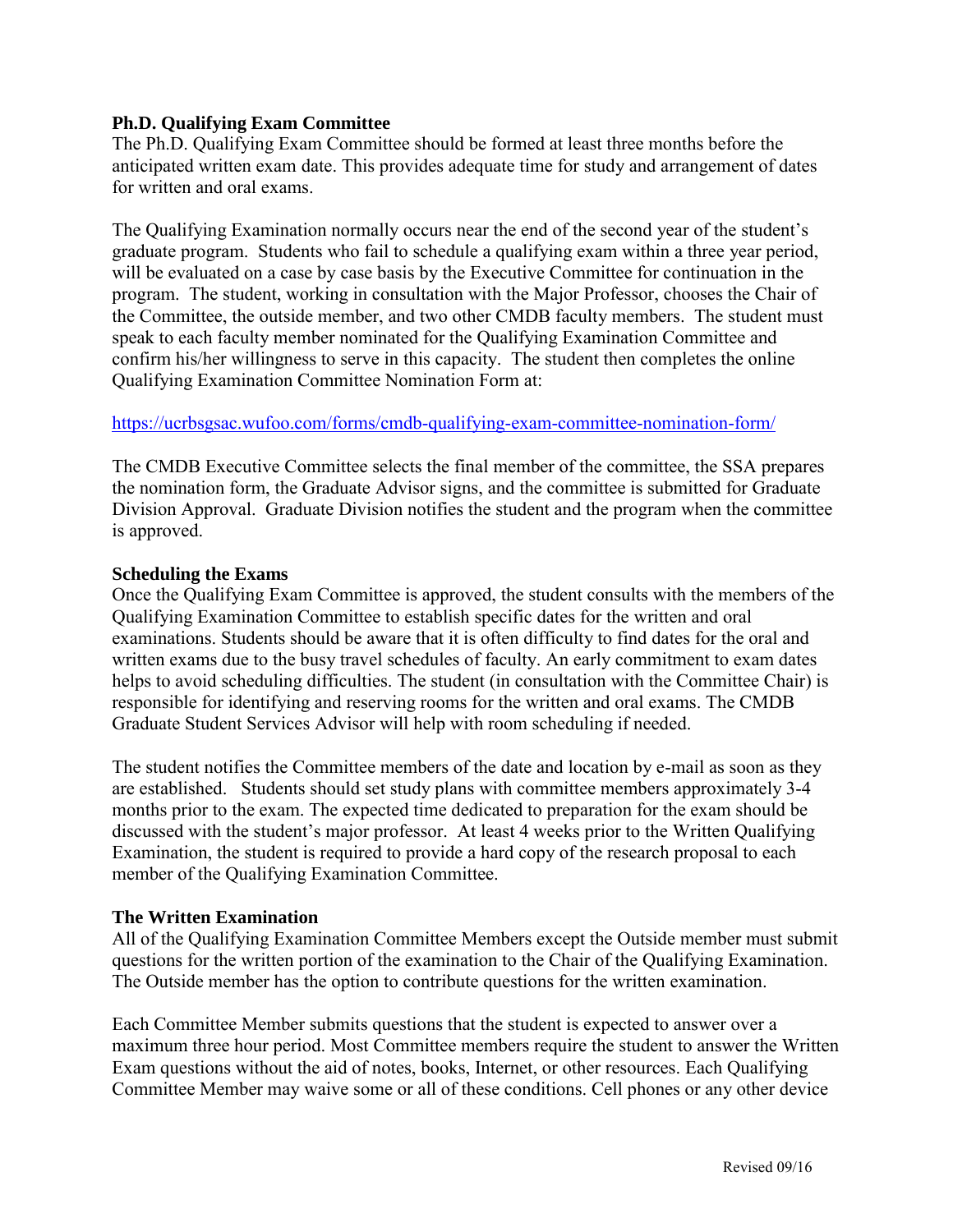### Ph.D. Qualifying Exam Committee

The Ph.D. Qualifying Exam Committee should be formed at least three months before the anticipated written exam date. This provides adequate time for study and arrangement of dates for written and oral exams.

The Qualifying Examination normally occurs near the end of the second year of the student's graduate program. Students who fail to schedule a qualifying exam within a three year period, will be evaluated on a case by case basis by the Executive Committee for continuation in the program. The student, working in consultation with the Major Professor, chooses the Chair of the Committee, the outside member, and two other CMDB faculty members. The student must speak to each faculty member nominated for the Qualifying Examination Committee and confirm his/her willingness to serve in this capacity. The student then completes the online Qualifying Examination Committee Nomination Form at:

https://ucrbsgsac.wufoo.com/forms/cmdb-qualifying-exam-committee-nomination-form/

The CMDB Executive Committee selects the final member of the committee, the SSA prepares the nomination form, the Graduate Advisor signs, and the committee is submitted for Graduate Division Approval. Graduate Division notifies the student and the program when the committee is approved.

### Scheduling the Exams

Once the Qualifying Exam Committee is approved, the student consults with the members of the Qualifying Examination Committee to establish specific dates for the written and oral examinations. Students should be aware that it is often difficulty to find dates for the oral and written exams due to the busy travel schedules of faculty. An early commitment to exam dates helps to avoid scheduling difficulties. The student (in consultation with the Committee Chair) is responsible for identifying and reserving rooms for the written and oral exams. The CMDB Graduate Student Services Advisor will help with room scheduling if needed.

The student notifies the Committee members of the date and location by e-mail as soon as they are established. Students should set study plans with committee members approximately 3-4 months prior to the exam. The expected time dedicated to preparation for the exam should be discussed with the student's major professor. At least 4 weeks prior to the Written Qualifying Examination, the student is required to provide a hard copy of the research proposal to each member of the Qualifying Examination Committee.

### The Written Examination

All of the Qualifying Examination Committee Members except the Outside member must submit questions for the written portion of the examination to the Chair of the Qualifying Examination. The Outside member has the option to contribute questions for the written examination.

Each Committee Member submits questions that the student is expected to answer over a maximum three hour period. Most Committee members require the student to answer the Written Exam questions without the aid of notes, books, Internet, or other resources. Each Qualifying Committee Member may waive some or all of these conditions. Cell phones or any other device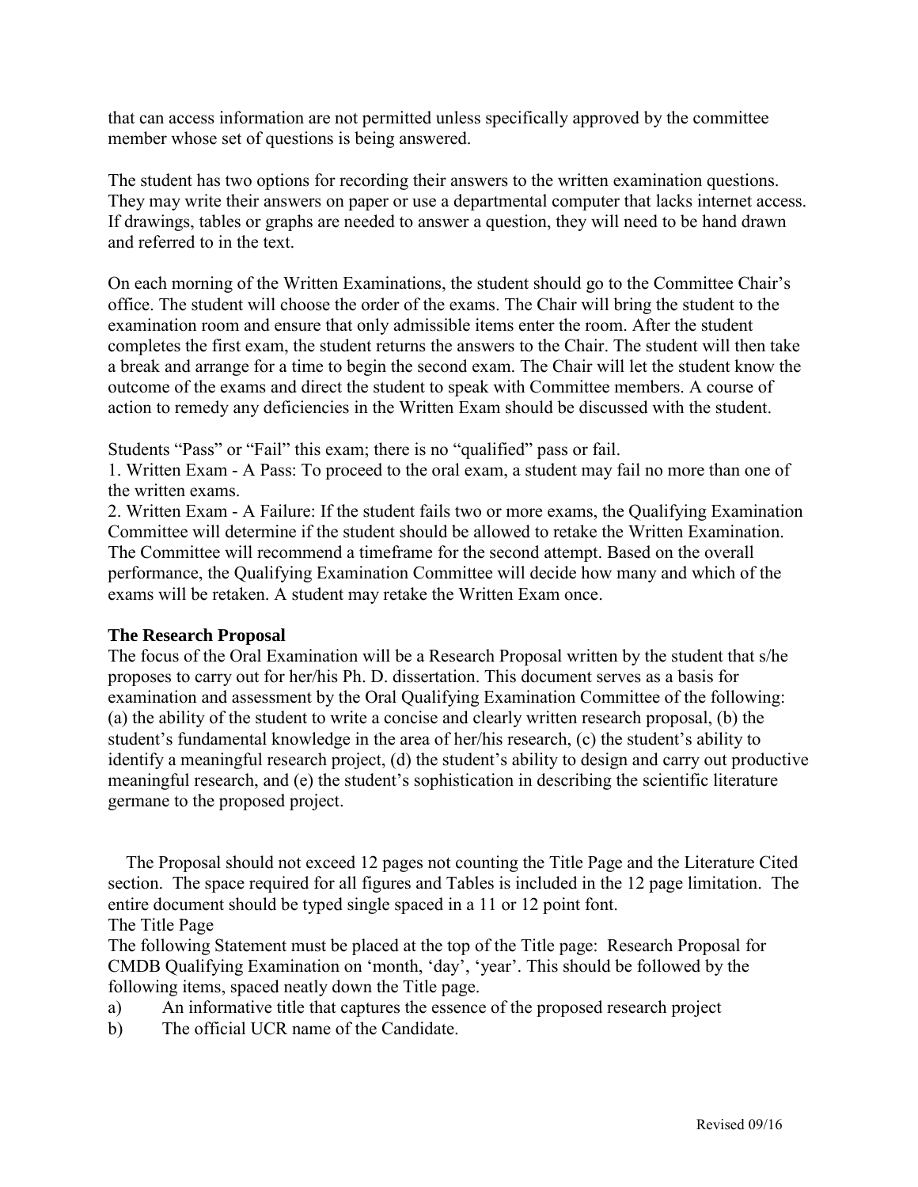that can access information are not permitted unless specifically approved by the committee member whose set of questions is being answered.

The student has two options for recording their answers to the written examination questions. They may write their answers on paper or use a departmental computer that lacks internet access. If drawings, tables or graphs are needed to answer a question, they will need to be hand drawn and referred to in the text.

On each morning of the Written Examinations, the student should go to the Committee Chair's office. The student will choose the order of the exams. The Chair will bring the student to the examination room and ensure that only admissible items enter the room. After the student completes the first exam, the student returns the answers to the Chair. The student will then take a break and arrange for a time to begin the second exam. The Chair will let the student know the outcome of the exams and direct the student to speak with Committee members. A course of action to remedy any deficiencies in the Written Exam should be discussed with the student.

Students "Pass" or "Fail" this exam; there is no "qualified" pass or fail.

1. Written Exam - A Pass: To proceed to the oral exam, a student may fail no more than one of the written exams.
2. Written Exam - A Failure: If the student fails two or more exams, the Qualifying Examination Committee will determine if the student should be allowed to retake the Written Examination. The Committee will recommend a timeframe for the second attempt. Based on the overall performance, the Qualifying Examination Committee will decide how many and which of the exams will be retaken. A student may retake the Written Exam once.

**The Research Proposal**

The focus of the Oral Examination will be a Research Proposal written by the student that s/he proposes to carry out for her/his Ph. D. dissertation. This document serves as a basis for examination and assessment by the Oral Qualifying Examination Committee of the following: (a) the ability of the student to write a concise and clearly written research proposal, (b) the student's fundamental knowledge in the area of her/his research, (c) the student's ability to identify a meaningful research project, (d) the student's ability to design and carry out productive meaningful research, and (e) the student's sophistication in describing the scientific literature germane to the proposed project.

The Proposal should not exceed 12 pages not counting the Title Page and the Literature Cited section. The space required for all figures and Tables is included in the 12 page limitation. The entire document should be typed single spaced in a 11 or 12 point font.

The Title Page

The following Statement must be placed at the top of the Title page: Research Proposal for CMDB Qualifying Examination on 'month, 'day', 'year'. This should be followed by the following items, spaced neatly down the Title page.

a) An informative title that captures the essence of the proposed research project
b) The official UCR name of the Candidate.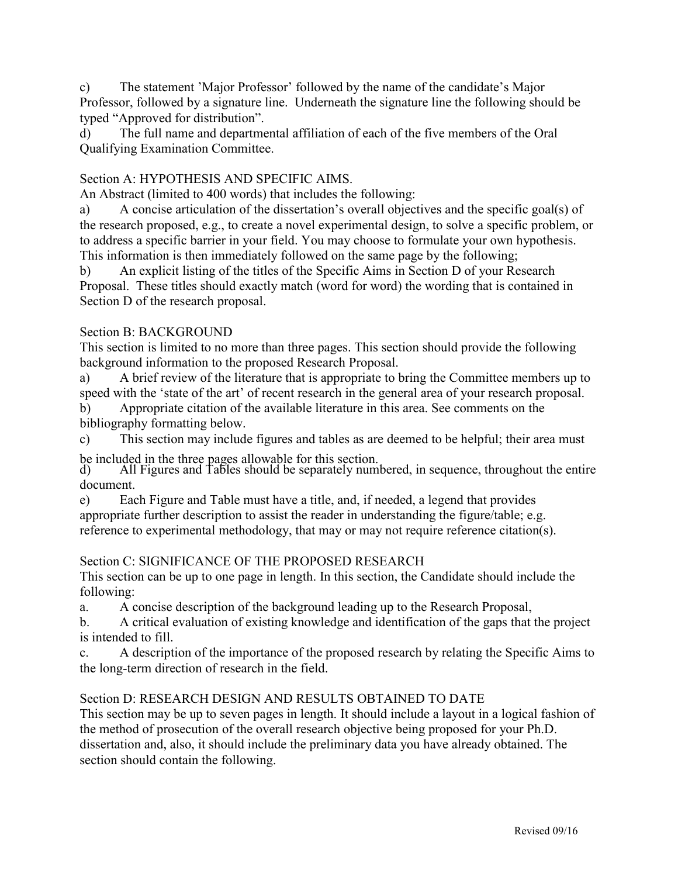c) The statement 'Major Professor' followed by the name of the candidate's Major Professor, followed by a signature line. Underneath the signature line the following should be typed "Approved for distribution".

d) The full name and departmental affiliation of each of the five members of the Oral Qualifying Examination Committee.

## Section A: HYPOTHESIS AND SPECIFIC AIMS.

An Abstract (limited to 400 words) that includes the following:

a) A concise articulation of the dissertation's overall objectives and the specific goal(s) of the research proposed, e.g., to create a novel experimental design, to solve a specific problem, or to address a specific barrier in your field. You may choose to formulate your own hypothesis. This information is then immediately followed on the same page by the following;

b) An explicit listing of the titles of the Specific Aims in Section D of your Research Proposal. These titles should exactly match (word for word) the wording that is contained in Section D of the research proposal.

## Section B: BACKGROUND

This section is limited to no more than three pages. This section should provide the following background information to the proposed Research Proposal.

a) A brief review of the literature that is appropriate to bring the Committee members up to speed with the 'state of the art' of recent research in the general area of your research proposal.

b) Appropriate citation of the available literature in this area. See comments on the bibliography formatting below.

c) This section may include figures and tables as are deemed to be helpful; their area must be included in the three pages allowable for this section.

d) All Figures and Tables should be separately numbered, in sequence, throughout the entire document.

e) Each Figure and Table must have a title, and, if needed, a legend that provides appropriate further description to assist the reader in understanding the figure/table; e.g. reference to experimental methodology, that may or may not require reference citation(s).

## Section C: SIGNIFICANCE OF THE PROPOSED RESEARCH

This section can be up to one page in length. In this section, the Candidate should include the following:

a. A concise description of the background leading up to the Research Proposal,

b. A critical evaluation of existing knowledge and identification of the gaps that the project is intended to fill.

c. A description of the importance of the proposed research by relating the Specific Aims to the long-term direction of research in the field.

## Section D: RESEARCH DESIGN AND RESULTS OBTAINED TO DATE

This section may be up to seven pages in length. It should include a layout in a logical fashion of the method of prosecution of the overall research objective being proposed for your Ph.D. dissertation and, also, it should include the preliminary data you have already obtained. The section should contain the following.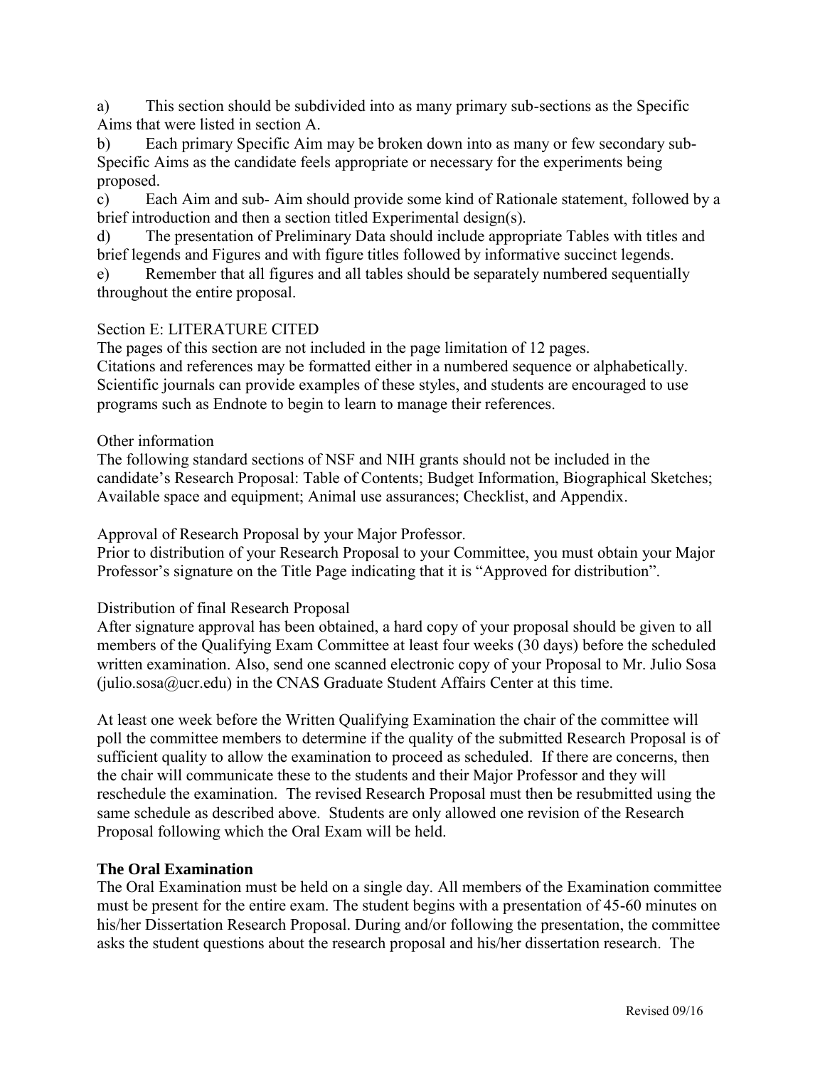a) This section should be subdivided into as many primary sub-sections as the Specific Aims that were listed in section A.

b) Each primary Specific Aim may be broken down into as many or few secondary sub-Specific Aims as the candidate feels appropriate or necessary for the experiments being proposed.

c) Each Aim and sub- Aim should provide some kind of Rationale statement, followed by a brief introduction and then a section titled Experimental design(s).

d) The presentation of Preliminary Data should include appropriate Tables with titles and brief legends and Figures and with figure titles followed by informative succinct legends.

e) Remember that all figures and all tables should be separately numbered sequentially throughout the entire proposal.

Section E: LITERATURE CITED

The pages of this section are not included in the page limitation of 12 pages.
Citations and references may be formatted either in a numbered sequence or alphabetically. Scientific journals can provide examples of these styles, and students are encouraged to use programs such as Endnote to begin to learn to manage their references.

Other information

The following standard sections of NSF and NIH grants should not be included in the candidate's Research Proposal: Table of Contents; Budget Information, Biographical Sketches; Available space and equipment; Animal use assurances; Checklist, and Appendix.

Approval of Research Proposal by your Major Professor.

Prior to distribution of your Research Proposal to your Committee, you must obtain your Major Professor's signature on the Title Page indicating that it is "Approved for distribution".

Distribution of final Research Proposal

After signature approval has been obtained, a hard copy of your proposal should be given to all members of the Qualifying Exam Committee at least four weeks (30 days) before the scheduled written examination. Also, send one scanned electronic copy of your Proposal to Mr. Julio Sosa (julio.sosa@ucr.edu) in the CNAS Graduate Student Affairs Center at this time.

At least one week before the Written Qualifying Examination the chair of the committee will poll the committee members to determine if the quality of the submitted Research Proposal is of sufficient quality to allow the examination to proceed as scheduled. If there are concerns, then the chair will communicate these to the students and their Major Professor and they will reschedule the examination. The revised Research Proposal must then be resubmitted using the same schedule as described above. Students are only allowed one revision of the Research Proposal following which the Oral Exam will be held.

**The Oral Examination**

The Oral Examination must be held on a single day. All members of the Examination committee must be present for the entire exam. The student begins with a presentation of 45-60 minutes on his/her Dissertation Research Proposal. During and/or following the presentation, the committee asks the student questions about the research proposal and his/her dissertation research. The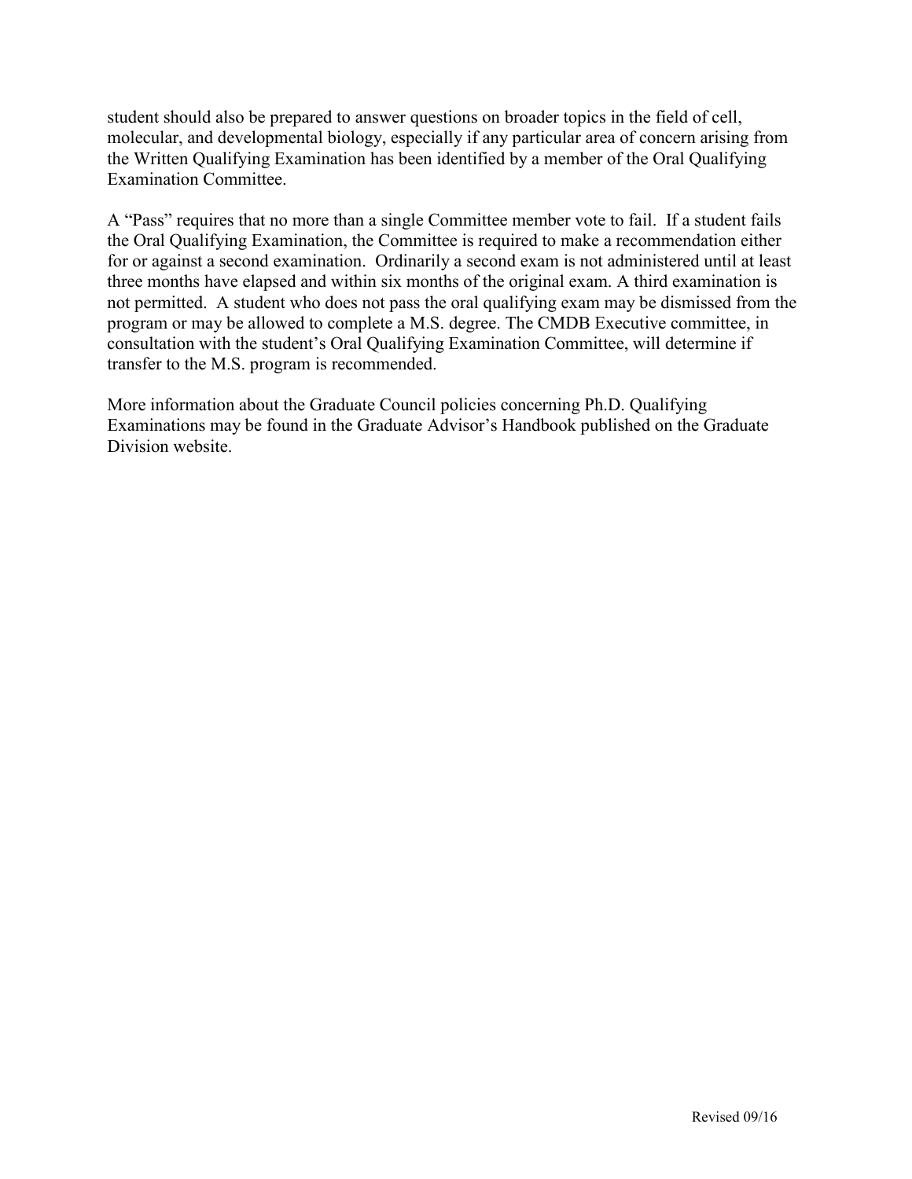student should also be prepared to answer questions on broader topics in the field of cell, molecular, and developmental biology, especially if any particular area of concern arising from the Written Qualifying Examination has been identified by a member of the Oral Qualifying Examination Committee.

A "Pass" requires that no more than a single Committee member vote to fail. If a student fails the Oral Qualifying Examination, the Committee is required to make a recommendation either for or against a second examination. Ordinarily a second exam is not administered until at least three months have elapsed and within six months of the original exam. A third examination is not permitted. A student who does not pass the oral qualifying exam may be dismissed from the program or may be allowed to complete a M.S. degree. The CMDB Executive committee, in consultation with the student's Oral Qualifying Examination Committee, will determine if transfer to the M.S. program is recommended.

More information about the Graduate Council policies concerning Ph.D. Qualifying Examinations may be found in the Graduate Advisor's Handbook published on the Graduate Division website.

Revised 09/16